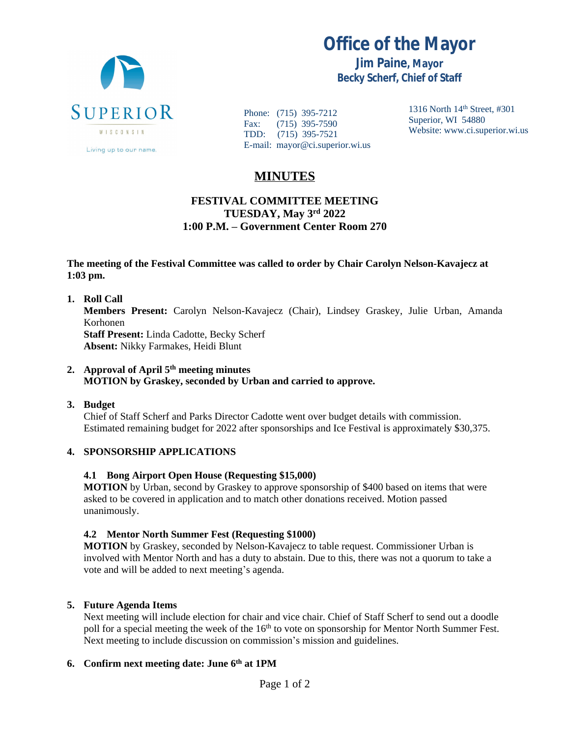SUPERIOR
WISCONSIN
Living up to our name.

# Office of the Mayor

**Jim Paine, Mayor**
**Becky Scherf, Chief of Staff**

Phone: (715) 395-7212
Fax: (715) 395-7590
TDD: (715) 395-7521
E-mail: mayor@ci.superior.wi.us

1316 North 14th Street, #301
Superior, WI 54880
Website: www.ci.superior.wi.us

## MINUTES

**FESTIVAL COMMITTEE MEETING**
**TUESDAY, May 3rd 2022**
**1:00 P.M. – Government Center Room 270**

**The meeting of the Festival Committee was called to order by Chair Carolyn Nelson-Kavajecz at 1:03 pm.**

1. **Roll Call**
   **Members Present:** Carolyn Nelson-Kavajecz (Chair), Lindsey Graskey, Julie Urban, Amanda Korhonen
   **Staff Present:** Linda Cadotte, Becky Scherf
   **Absent:** Nikky Farmakes, Heidi Blunt

2. **Approval of April 5th meeting minutes**
   **MOTION by Graskey, seconded by Urban and carried to approve.**

3. **Budget**
   Chief of Staff Scherf and Parks Director Cadotte went over budget details with commission. Estimated remaining budget for 2022 after sponsorships and Ice Festival is approximately $30,375.

4. **SPONSORSHIP APPLICATIONS**

   **4.1 Bong Airport Open House (Requesting $15,000)**
   **MOTION** by Urban, second by Graskey to approve sponsorship of $400 based on items that were asked to be covered in application and to match other donations received. Motion passed unanimously.

   **4.2 Mentor North Summer Fest (Requesting $1000)**
   **MOTION** by Graskey, seconded by Nelson-Kavajecz to table request. Commissioner Urban is involved with Mentor North and has a duty to abstain. Due to this, there was not a quorum to take a vote and will be added to next meeting's agenda.

5. **Future Agenda Items**
   Next meeting will include election for chair and vice chair. Chief of Staff Scherf to send out a doodle poll for a special meeting the week of the 16th to vote on sponsorship for Mentor North Summer Fest. Next meeting to include discussion on commission's mission and guidelines.

6. **Confirm next meeting date: June 6th at 1PM**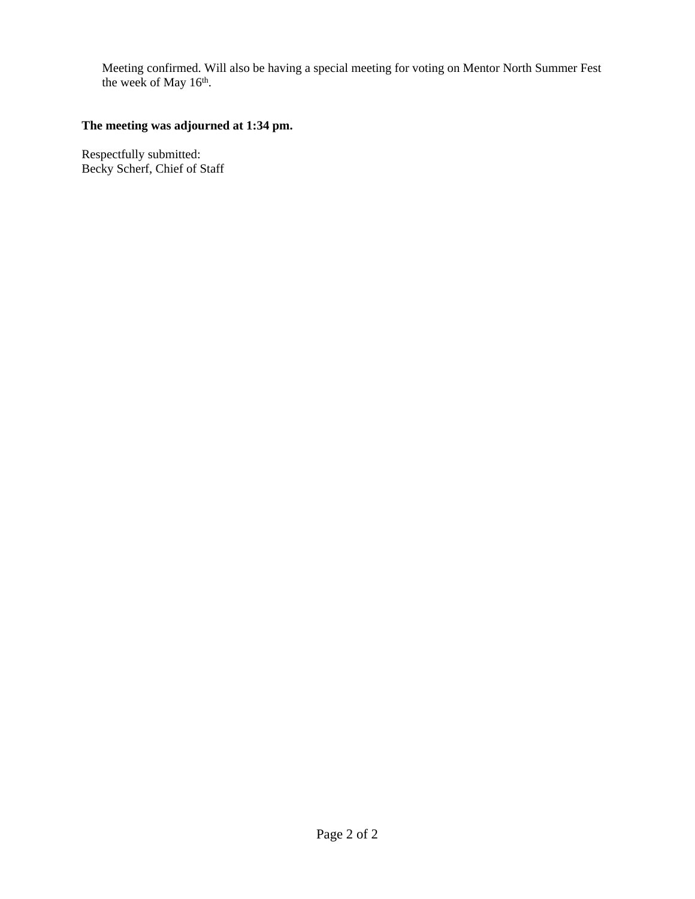Meeting confirmed. Will also be having a special meeting for voting on Mentor North Summer Fest the week of May 16th.

**The meeting was adjourned at 1:34 pm.**

Respectfully submitted:
Becky Scherf, Chief of Staff